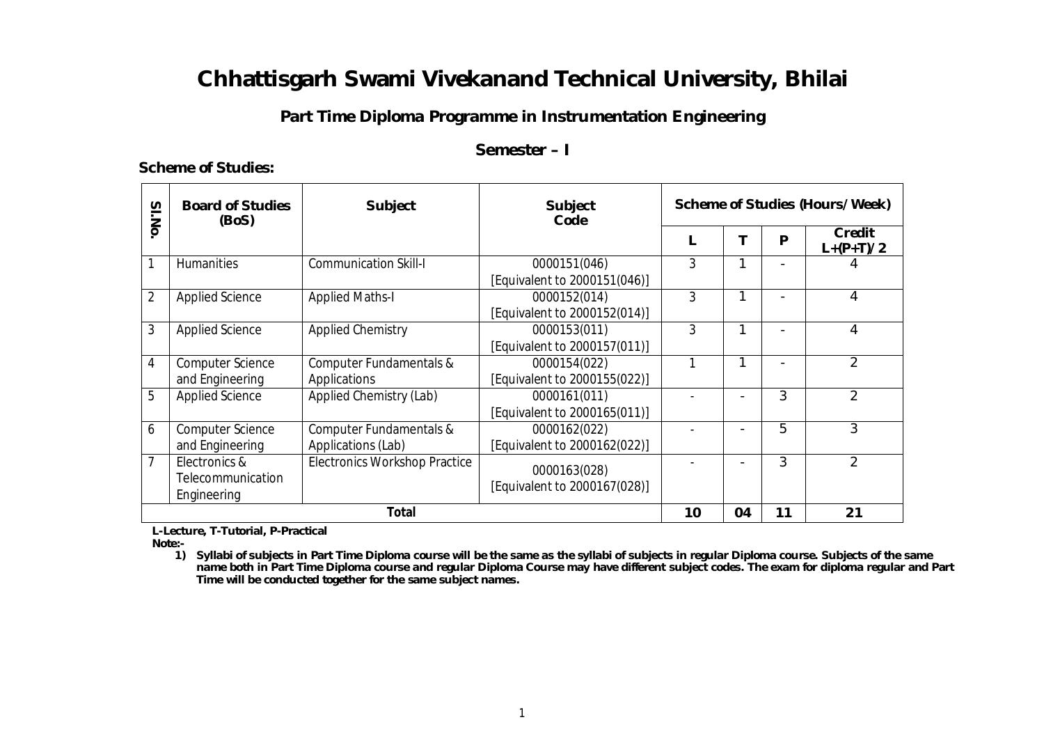# Chhattisgarh Swami Vivekanand Technical University, Bhilai

## Part Time Diploma Programme in Instrumentation Engineering

### Semester – I

**Scheme of Studies:**

| Sl.No. | Board of Studies (BoS) | Subject | Subject Code | Scheme of Studies (Hours/Week) | | | |
|---|---|---|---|---|---|---|---|
| | | | | L | T | P | Credit L+(P+T)/2 |
| 1 | Humanities | Communication Skill-I | 0000151(046) [Equivalent to 2000151(046)] | 3 | 1 | - | 4 |
| 2 | Applied Science | Applied Maths-I | 0000152(014) [Equivalent to 2000152(014)] | 3 | 1 | - | 4 |
| 3 | Applied Science | Applied Chemistry | 0000153(011) [Equivalent to 2000157(011)] | 3 | 1 | - | 4 |
| 4 | Computer Science and Engineering | Computer Fundamentals & Applications | 0000154(022) [Equivalent to 2000155(022)] | 1 | 1 | - | 2 |
| 5 | Applied Science | Applied Chemistry (Lab) | 0000161(011) [Equivalent to 2000165(011)] | - | - | 3 | 2 |
| 6 | Computer Science and Engineering | Computer Fundamentals & Applications (Lab) | 0000162(022) [Equivalent to 2000162(022)] | - | - | 5 | 3 |
| 7 | Electronics & Telecommunication Engineering | Electronics Workshop Practice | 0000163(028) [Equivalent to 2000167(028)] | - | - | 3 | 2 |
| | | **Total** | | **10** | **04** | **11** | **21** |

**L-Lecture, T-Tutorial, P-Practical**

**Note:-**

1) **Syllabi of subjects in Part Time Diploma course will be the same as the syllabi of subjects in regular Diploma course. Subjects of the same name both in Part Time Diploma course and regular Diploma Course may have different subject codes. The exam for diploma regular and Part Time will be conducted together for the same subject names.**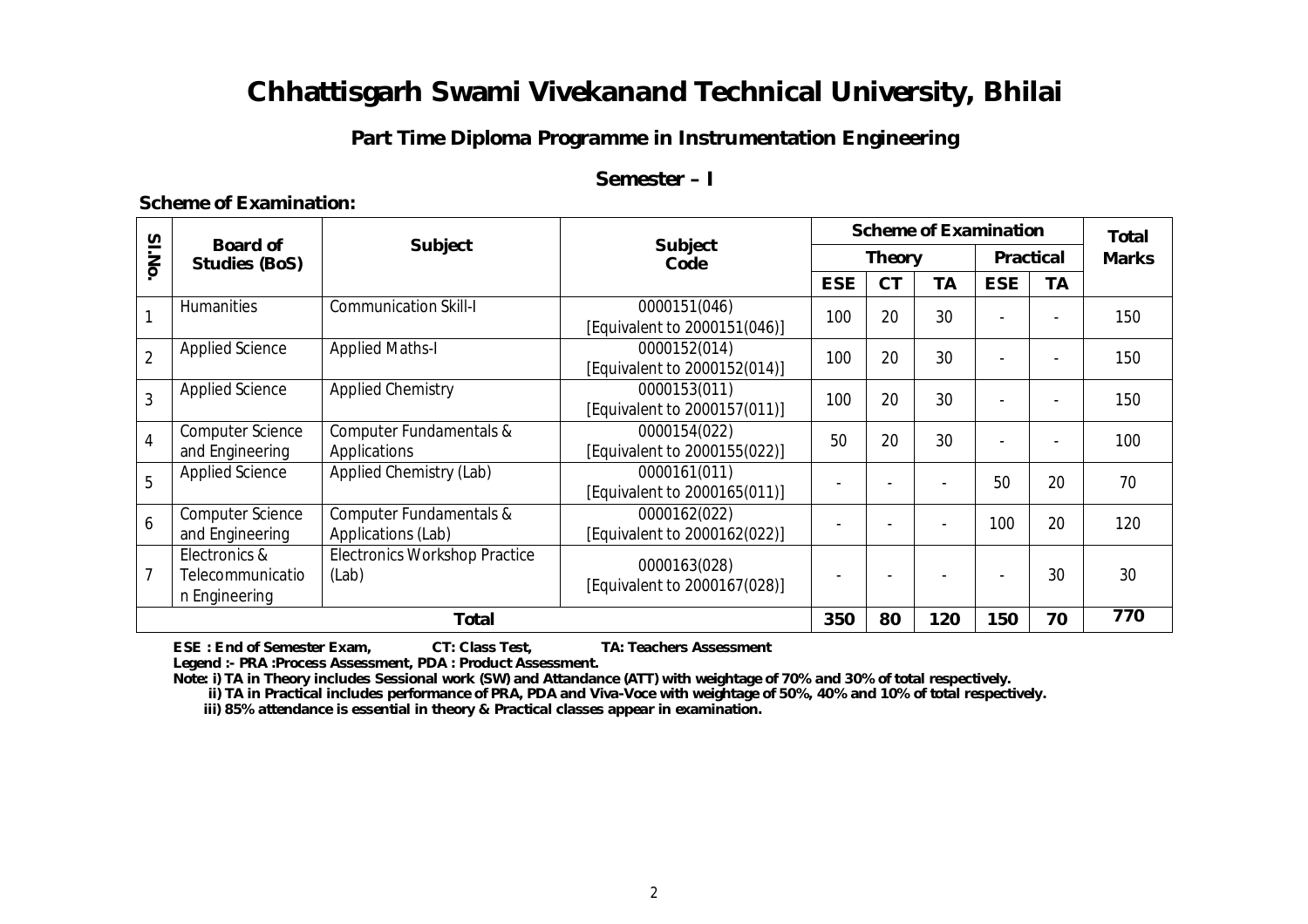# Chhattisgarh Swami Vivekanand Technical University, Bhilai

## Part Time Diploma Programme in Instrumentation Engineering

### Semester – I

**Scheme of Examination:**

| Sl.No. | Board of Studies (BoS) | Subject | Subject Code | Scheme of Examination | | | | | Total Marks |
|---|---|---|---|---|---|---|---|---|---|
| | | | | Theory | | | Practical | | |
| | | | | ESE | CT | TA | ESE | TA | |
| 1 | Humanities | Communication Skill-I | 0000151(046) [Equivalent to 2000151(046)] | 100 | 20 | 30 | - | - | 150 |
| 2 | Applied Science | Applied Maths-I | 0000152(014) [Equivalent to 2000152(014)] | 100 | 20 | 30 | - | - | 150 |
| 3 | Applied Science | Applied Chemistry | 0000153(011) [Equivalent to 2000157(011)] | 100 | 20 | 30 | - | - | 150 |
| 4 | Computer Science and Engineering | Computer Fundamentals & Applications | 0000154(022) [Equivalent to 2000155(022)] | 50 | 20 | 30 | - | - | 100 |
| 5 | Applied Science | Applied Chemistry (Lab) | 0000161(011) [Equivalent to 2000165(011)] | - | - | - | 50 | 20 | 70 |
| 6 | Computer Science and Engineering | Computer Fundamentals & Applications (Lab) | 0000162(022) [Equivalent to 2000162(022)] | - | - | - | 100 | 20 | 120 |
| 7 | Electronics & Telecommunication Engineering | Electronics Workshop Practice (Lab) | 0000163(028) [Equivalent to 2000167(028)] | - | - | - | - | 30 | 30 |
| | | **Total** | | **350** | **80** | **120** | **150** | **70** | **770** |

**ESE : End of Semester Exam, CT: Class Test, TA: Teachers Assessment**

**Legend :- PRA :Process Assessment, PDA : Product Assessment.**

**Note: i) TA in Theory includes Sessional work (SW) and Attandance (ATT) with weightage of 70% and 30% of total respectively.**

**ii) TA in Practical includes performance of PRA, PDA and Viva-Voce with weightage of 50%, 40% and 10% of total respectively.**

**iii) 85% attendance is essential in theory & Practical classes appear in examination.**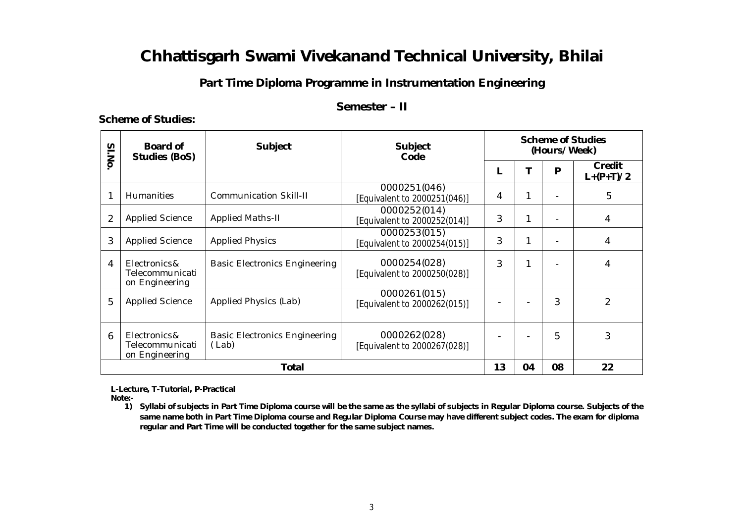# Chhattisgarh Swami Vivekanand Technical University, Bhilai

## Part Time Diploma Programme in Instrumentation Engineering

### Semester – II

**Scheme of Studies:**

| Sl.No. | Board of Studies (BoS) | Subject | Subject Code | Scheme of Studies (Hours/Week) | | | |
|---|---|---|---|---|---|---|---|
| | | | | L | T | P | Credit L+(P+T)/2 |
| 1 | Humanities | Communication Skill-II | 0000251(046) [Equivalent to 2000251(046)] | 4 | 1 | - | 5 |
| 2 | Applied Science | Applied Maths-II | 0000252(014) [Equivalent to 2000252(014)] | 3 | 1 | - | 4 |
| 3 | Applied Science | Applied Physics | 0000253(015) [Equivalent to 2000254(015)] | 3 | 1 | - | 4 |
| 4 | Electronics& Telecommunication Engineering | Basic Electronics Engineering | 0000254(028) [Equivalent to 2000250(028)] | 3 | 1 | - | 4 |
| 5 | Applied Science | Applied Physics (Lab) | 0000261(015) [Equivalent to 2000262(015)] | - | - | 3 | 2 |
| 6 | Electronics& Telecommunication Engineering | Basic Electronics Engineering (Lab) | 0000262(028) [Equivalent to 2000267(028)] | - | - | 5 | 3 |
| | | **Total** | | **13** | **04** | **08** | **22** |

**L-Lecture, T-Tutorial, P-Practical**

**Note:-**

1) **Syllabi of subjects in Part Time Diploma course will be the same as the syllabi of subjects in Regular Diploma course. Subjects of the same name both in Part Time Diploma course and Regular Diploma Course may have different subject codes. The exam for diploma regular and Part Time will be conducted together for the same subject names.**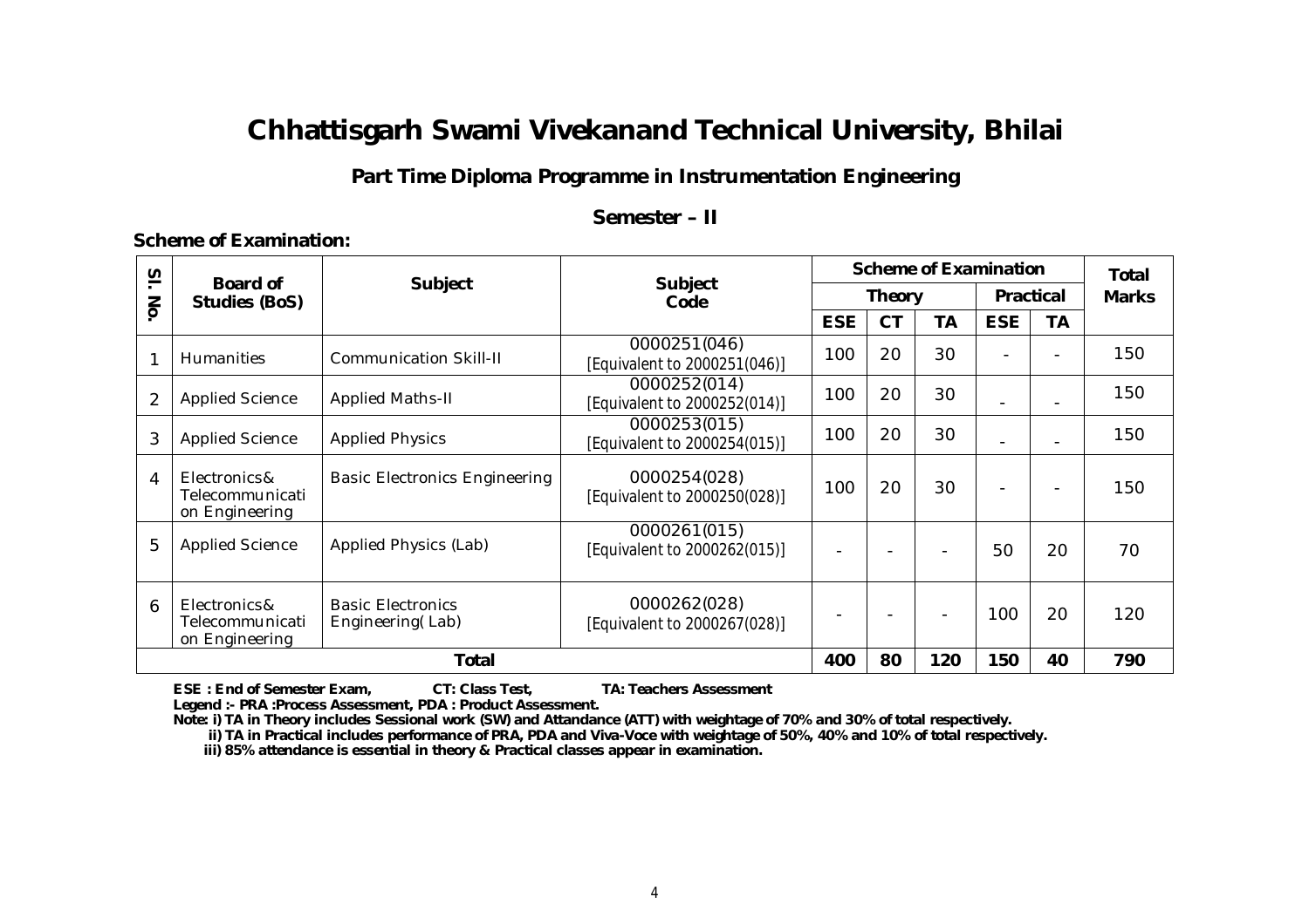# Chhattisgarh Swami Vivekanand Technical University, Bhilai

## Part Time Diploma Programme in Instrumentation Engineering

### Semester – II

**Scheme of Examination:**

| Sl. No. | Board of Studies (BoS) | Subject | Subject Code | Scheme of Examination | | | | | Total Marks |
|---|---|---|---|---|---|---|---|---|---|
| | | | | Theory | | | Practical | | |
| | | | | ESE | CT | TA | ESE | TA | |
| 1 | Humanities | Communication Skill-II | 0000251(046) [Equivalent to 2000251(046)] | 100 | 20 | 30 | - | - | 150 |
| 2 | Applied Science | Applied Maths-II | 0000252(014) [Equivalent to 2000252(014)] | 100 | 20 | 30 | - | - | 150 |
| 3 | Applied Science | Applied Physics | 0000253(015) [Equivalent to 2000254(015)] | 100 | 20 | 30 | - | - | 150 |
| 4 | Electronics& Telecommunication Engineering | Basic Electronics Engineering | 0000254(028) [Equivalent to 2000250(028)] | 100 | 20 | 30 | - | - | 150 |
| 5 | Applied Science | Applied Physics (Lab) | 0000261(015) [Equivalent to 2000262(015)] | - | - | - | 50 | 20 | 70 |
| 6 | Electronics& Telecommunication Engineering | Basic Electronics Engineering( Lab) | 0000262(028) [Equivalent to 2000267(028)] | - | - | - | 100 | 20 | 120 |
| | | **Total** | | **400** | **80** | **120** | **150** | **40** | **790** |

**ESE : End of Semester Exam, CT: Class Test, TA: Teachers Assessment**

**Legend :- PRA :Process Assessment, PDA : Product Assessment.**

**Note: i) TA in Theory includes Sessional work (SW) and Attandance (ATT) with weightage of 70% and 30% of total respectively.**

**ii) TA in Practical includes performance of PRA, PDA and Viva-Voce with weightage of 50%, 40% and 10% of total respectively.**

**iii) 85% attendance is essential in theory & Practical classes appear in examination.**